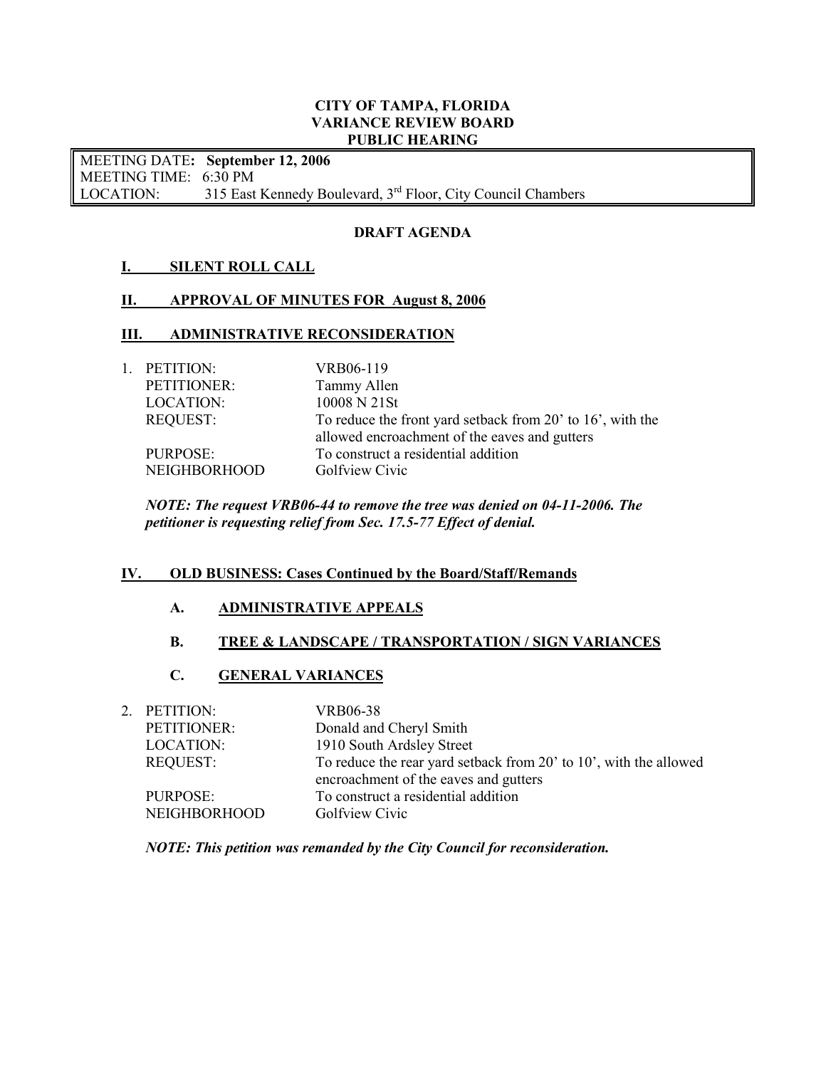**CITY OF TAMPA, FLORIDA**
**VARIANCE REVIEW BOARD**
**PUBLIC HEARING**

MEETING DATE: **September 12, 2006**
MEETING TIME: 6:30 PM
LOCATION: 315 East Kennedy Boulevard, 3rd Floor, City Council Chambers

**DRAFT AGENDA**

## I. SILENT ROLL CALL

## II. APPROVAL OF MINUTES FOR August 8, 2006

## III. ADMINISTRATIVE RECONSIDERATION

1. PETITION: VRB06-119
   PETITIONER: Tammy Allen
   LOCATION: 10008 N 21St
   REQUEST: To reduce the front yard setback from 20' to 16', with the allowed encroachment of the eaves and gutters
   PURPOSE: To construct a residential addition
   NEIGHBORHOOD Golfview Civic

   ***NOTE: The request VRB06-44 to remove the tree was denied on 04-11-2006. The petitioner is requesting relief from Sec. 17.5-77 Effect of denial.***

## IV. OLD BUSINESS: Cases Continued by the Board/Staff/Remands

### A. ADMINISTRATIVE APPEALS

### B. TREE & LANDSCAPE / TRANSPORTATION / SIGN VARIANCES

### C. GENERAL VARIANCES

2. PETITION: VRB06-38
   PETITIONER: Donald and Cheryl Smith
   LOCATION: 1910 South Ardsley Street
   REQUEST: To reduce the rear yard setback from 20' to 10', with the allowed encroachment of the eaves and gutters
   PURPOSE: To construct a residential addition
   NEIGHBORHOOD Golfview Civic

   ***NOTE: This petition was remanded by the City Council for reconsideration.***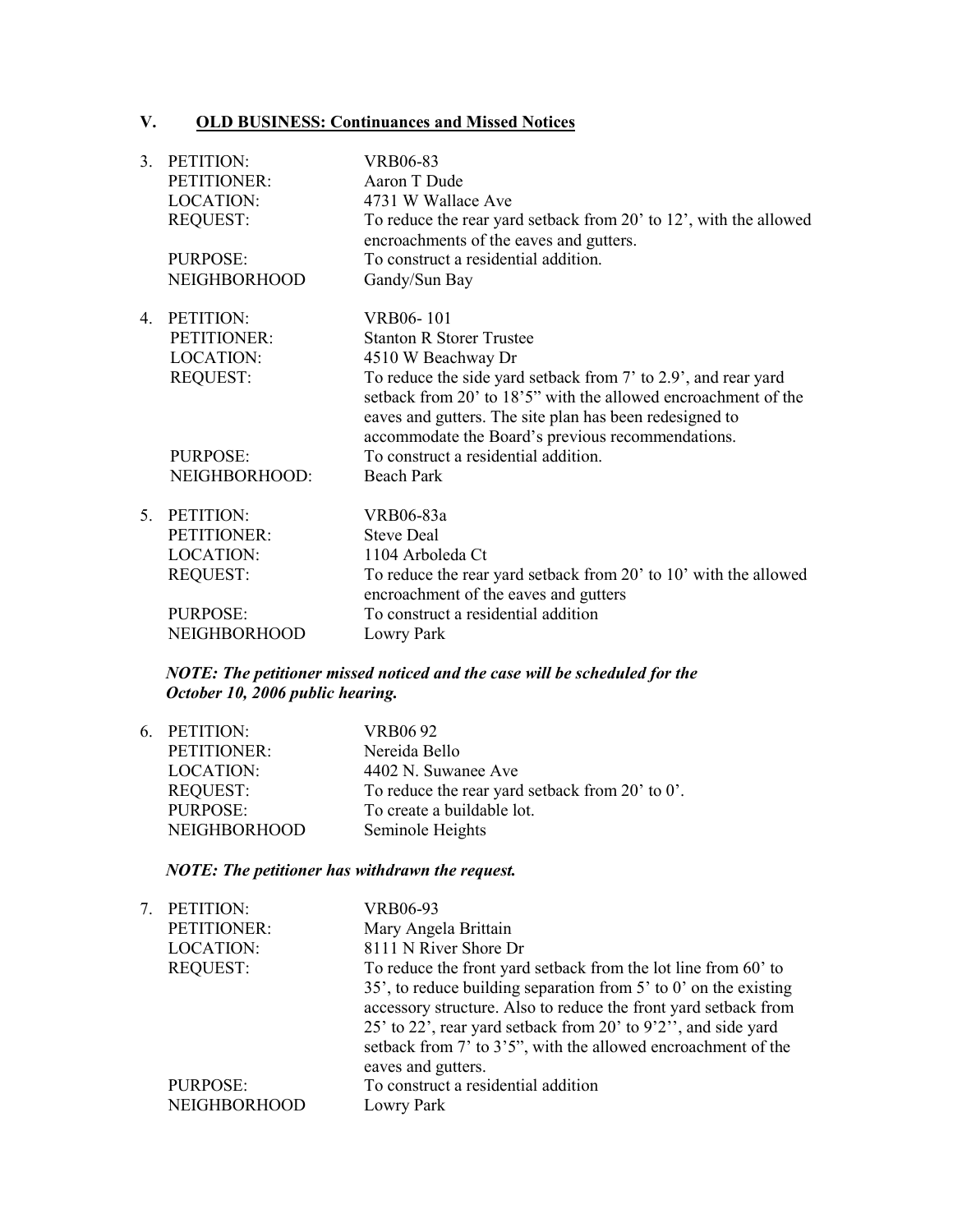## V. <u>OLD BUSINESS: Continuances and Missed Notices</u>

3. PETITION: VRB06-83
   PETITIONER: Aaron T Dude
   LOCATION: 4731 W Wallace Ave
   REQUEST: To reduce the rear yard setback from 20' to 12', with the allowed encroachments of the eaves and gutters.
   PURPOSE: To construct a residential addition.
   NEIGHBORHOOD Gandy/Sun Bay

4. PETITION: VRB06- 101
   PETITIONER: Stanton R Storer Trustee
   LOCATION: 4510 W Beachway Dr
   REQUEST: To reduce the side yard setback from 7' to 2.9', and rear yard setback from 20' to 18'5" with the allowed encroachment of the eaves and gutters. The site plan has been redesigned to accommodate the Board's previous recommendations.
   PURPOSE: To construct a residential addition.
   NEIGHBORHOOD: Beach Park

5. PETITION: VRB06-83a
   PETITIONER: Steve Deal
   LOCATION: 1104 Arboleda Ct
   REQUEST: To reduce the rear yard setback from 20' to 10' with the allowed encroachment of the eaves and gutters
   PURPOSE: To construct a residential addition
   NEIGHBORHOOD Lowry Park

   ***NOTE: The petitioner missed noticed and the case will be scheduled for the October 10, 2006 public hearing.***

6. PETITION: VRB06 92
   PETITIONER: Nereida Bello
   LOCATION: 4402 N. Suwanee Ave
   REQUEST: To reduce the rear yard setback from 20' to 0'.
   PURPOSE: To create a buildable lot.
   NEIGHBORHOOD Seminole Heights

   ***NOTE: The petitioner has withdrawn the request.***

7. PETITION: VRB06-93
   PETITIONER: Mary Angela Brittain
   LOCATION: 8111 N River Shore Dr
   REQUEST: To reduce the front yard setback from the lot line from 60' to 35', to reduce building separation from 5' to 0' on the existing accessory structure. Also to reduce the front yard setback from 25' to 22', rear yard setback from 20' to 9'2'', and side yard setback from 7' to 3'5", with the allowed encroachment of the eaves and gutters.
   PURPOSE: To construct a residential addition
   NEIGHBORHOOD Lowry Park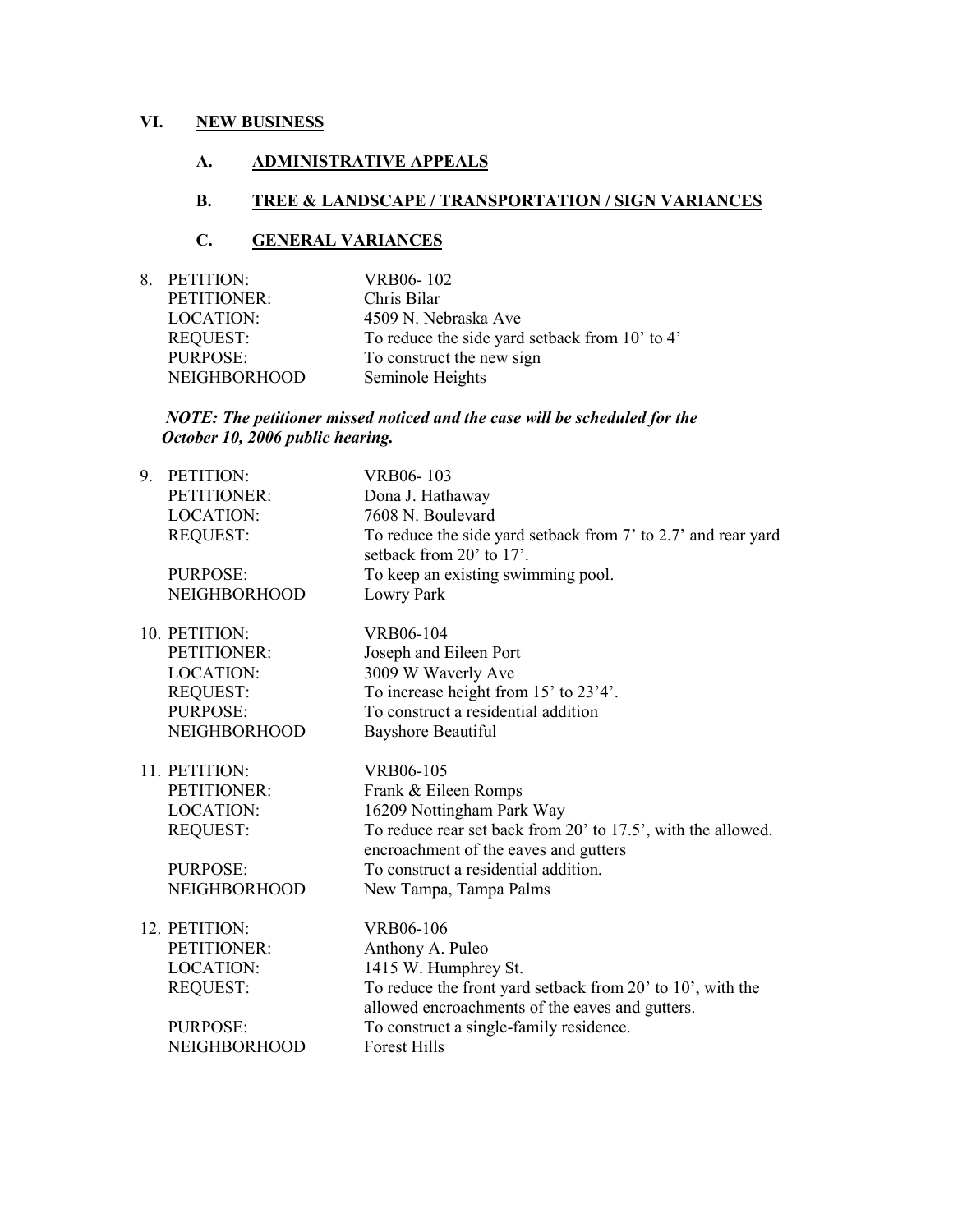## VI. NEW BUSINESS

### A. ADMINISTRATIVE APPEALS

### B. TREE & LANDSCAPE / TRANSPORTATION / SIGN VARIANCES

### C. GENERAL VARIANCES

8. PETITION: VRB06- 102
   PETITIONER: Chris Bilar
   LOCATION: 4509 N. Nebraska Ave
   REQUEST: To reduce the side yard setback from 10' to 4'
   PURPOSE: To construct the new sign
   NEIGHBORHOOD Seminole Heights

   ***NOTE: The petitioner missed noticed and the case will be scheduled for the October 10, 2006 public hearing.***

9. PETITION: VRB06- 103
   PETITIONER: Dona J. Hathaway
   LOCATION: 7608 N. Boulevard
   REQUEST: To reduce the side yard setback from 7' to 2.7' and rear yard setback from 20' to 17'.
   PURPOSE: To keep an existing swimming pool.
   NEIGHBORHOOD Lowry Park

10. PETITION: VRB06-104
    PETITIONER: Joseph and Eileen Port
    LOCATION: 3009 W Waverly Ave
    REQUEST: To increase height from 15' to 23'4'.
    PURPOSE: To construct a residential addition
    NEIGHBORHOOD Bayshore Beautiful

11. PETITION: VRB06-105
    PETITIONER: Frank & Eileen Romps
    LOCATION: 16209 Nottingham Park Way
    REQUEST: To reduce rear set back from 20' to 17.5', with the allowed. encroachment of the eaves and gutters
    PURPOSE: To construct a residential addition.
    NEIGHBORHOOD New Tampa, Tampa Palms

12. PETITION: VRB06-106
    PETITIONER: Anthony A. Puleo
    LOCATION: 1415 W. Humphrey St.
    REQUEST: To reduce the front yard setback from 20' to 10', with the allowed encroachments of the eaves and gutters.
    PURPOSE: To construct a single-family residence.
    NEIGHBORHOOD Forest Hills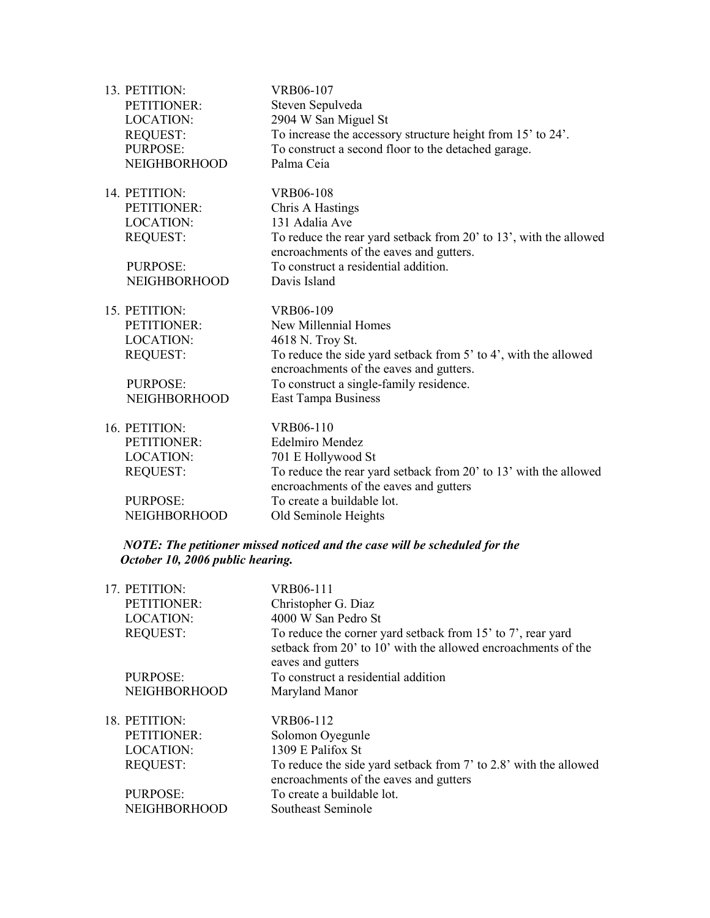13. PETITION: VRB06-107
    PETITIONER: Steven Sepulveda
    LOCATION: 2904 W San Miguel St
    REQUEST: To increase the accessory structure height from 15' to 24'.
    PURPOSE: To construct a second floor to the detached garage.
    NEIGHBORHOOD Palma Ceia

14. PETITION: VRB06-108
    PETITIONER: Chris A Hastings
    LOCATION: 131 Adalia Ave
    REQUEST: To reduce the rear yard setback from 20' to 13', with the allowed encroachments of the eaves and gutters.
    PURPOSE: To construct a residential addition.
    NEIGHBORHOOD Davis Island

15. PETITION: VRB06-109
    PETITIONER: New Millennial Homes
    LOCATION: 4618 N. Troy St.
    REQUEST: To reduce the side yard setback from 5' to 4', with the allowed encroachments of the eaves and gutters.
    PURPOSE: To construct a single-family residence.
    NEIGHBORHOOD East Tampa Business

16. PETITION: VRB06-110
    PETITIONER: Edelmiro Mendez
    LOCATION: 701 E Hollywood St
    REQUEST: To reduce the rear yard setback from 20' to 13' with the allowed encroachments of the eaves and gutters
    PURPOSE: To create a buildable lot.
    NEIGHBORHOOD Old Seminole Heights

***NOTE: The petitioner missed noticed and the case will be scheduled for the October 10, 2006 public hearing.***

17. PETITION: VRB06-111
    PETITIONER: Christopher G. Diaz
    LOCATION: 4000 W San Pedro St
    REQUEST: To reduce the corner yard setback from 15' to 7', rear yard setback from 20' to 10' with the allowed encroachments of the eaves and gutters
    PURPOSE: To construct a residential addition
    NEIGHBORHOOD Maryland Manor

18. PETITION: VRB06-112
    PETITIONER: Solomon Oyegunle
    LOCATION: 1309 E Palifox St
    REQUEST: To reduce the side yard setback from 7' to 2.8' with the allowed encroachments of the eaves and gutters
    PURPOSE: To create a buildable lot.
    NEIGHBORHOOD Southeast Seminole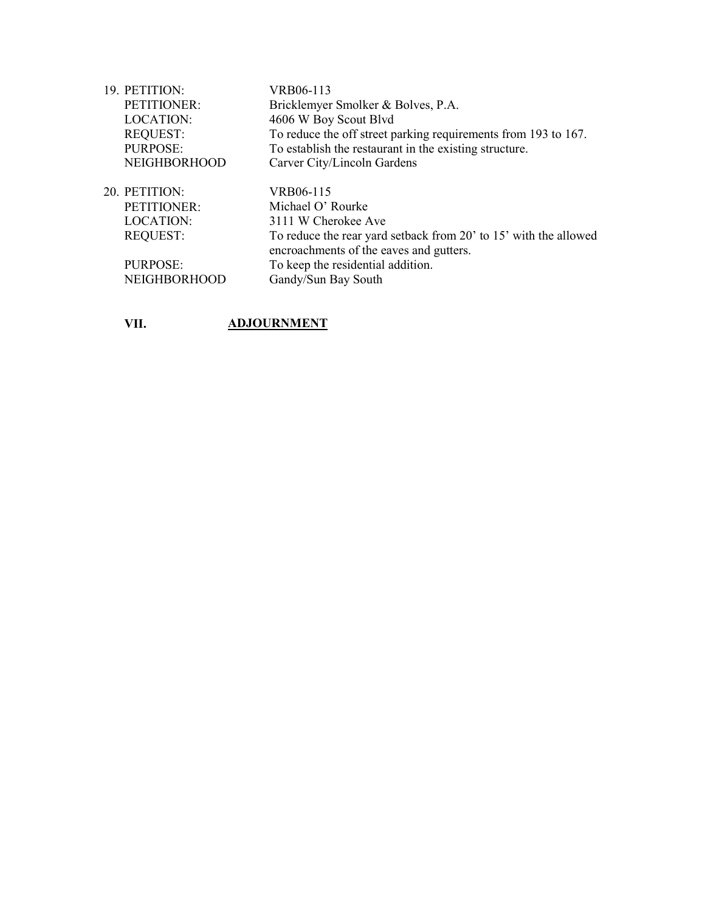19. PETITION: VRB06-113
    PETITIONER: Bricklemyer Smolker & Bolves, P.A.
    LOCATION: 4606 W Boy Scout Blvd
    REQUEST: To reduce the off street parking requirements from 193 to 167.
    PURPOSE: To establish the restaurant in the existing structure.
    NEIGHBORHOOD Carver City/Lincoln Gardens

20. PETITION: VRB06-115
    PETITIONER: Michael O' Rourke
    LOCATION: 3111 W Cherokee Ave
    REQUEST: To reduce the rear yard setback from 20' to 15' with the allowed encroachments of the eaves and gutters.
    PURPOSE: To keep the residential addition.
    NEIGHBORHOOD Gandy/Sun Bay South

## VII. ADJOURNMENT